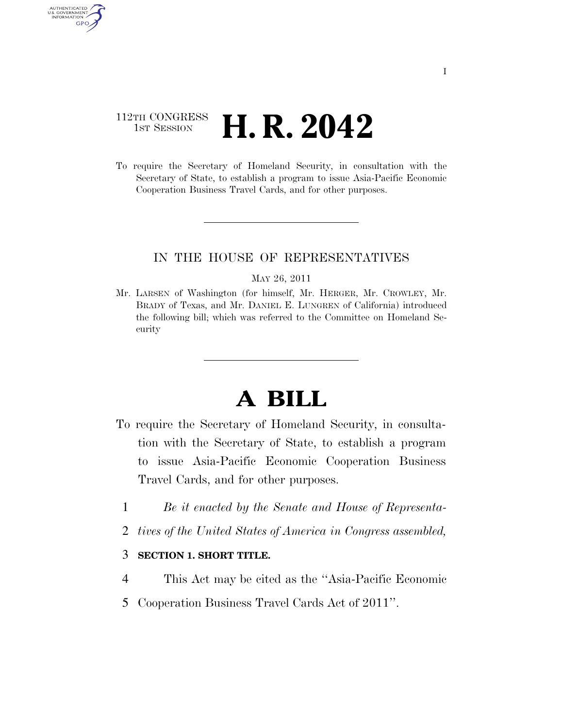112TH CONGRESS
1ST SESSION

# H. R. 2042

To require the Secretary of Homeland Security, in consultation with the Secretary of State, to establish a program to issue Asia-Pacific Economic Cooperation Business Travel Cards, and for other purposes.

---

IN THE HOUSE OF REPRESENTATIVES

MAY 26, 2011

Mr. LARSEN of Washington (for himself, Mr. HERGER, Mr. CROWLEY, Mr. BRADY of Texas, and Mr. DANIEL E. LUNGREN of California) introduced the following bill; which was referred to the Committee on Homeland Security

---

# A BILL

To require the Secretary of Homeland Security, in consultation with the Secretary of State, to establish a program to issue Asia-Pacific Economic Cooperation Business Travel Cards, and for other purposes.

1 *Be it enacted by the Senate and House of Representa-*
2 *tives of the United States of America in Congress assembled,*

3 **SECTION 1. SHORT TITLE.**

4 This Act may be cited as the ''Asia-Pacific Economic
5 Cooperation Business Travel Cards Act of 2011''.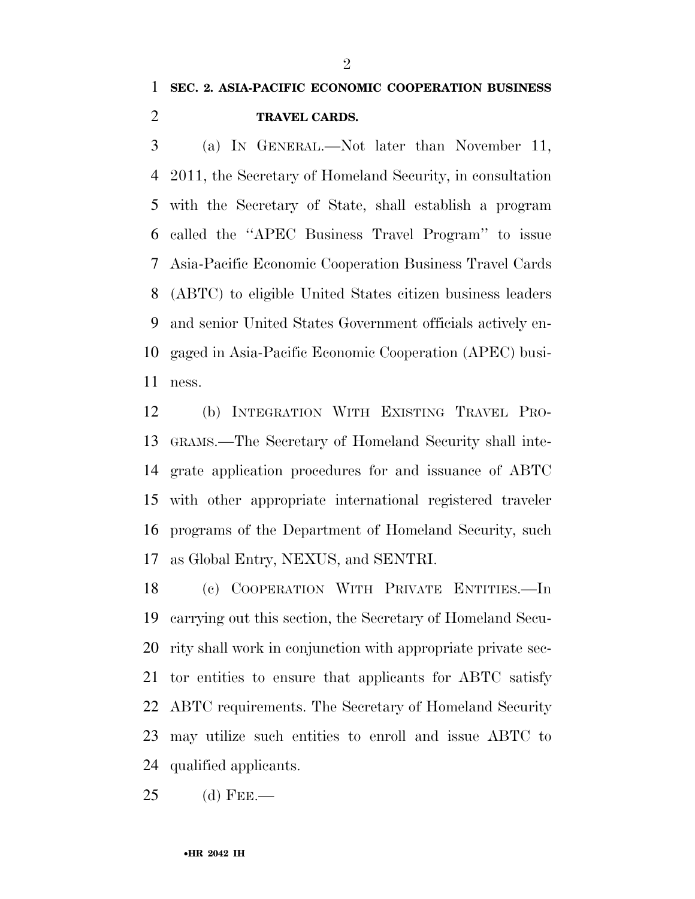## SEC. 2. ASIA-PACIFIC ECONOMIC COOPERATION BUSINESS TRAVEL CARDS.

(a) IN GENERAL.—Not later than November 11, 2011, the Secretary of Homeland Security, in consultation with the Secretary of State, shall establish a program called the "APEC Business Travel Program" to issue Asia-Pacific Economic Cooperation Business Travel Cards (ABTC) to eligible United States citizen business leaders and senior United States Government officials actively engaged in Asia-Pacific Economic Cooperation (APEC) business.

(b) INTEGRATION WITH EXISTING TRAVEL PROGRAMS.—The Secretary of Homeland Security shall integrate application procedures for and issuance of ABTC with other appropriate international registered traveler programs of the Department of Homeland Security, such as Global Entry, NEXUS, and SENTRI.

(c) COOPERATION WITH PRIVATE ENTITIES.—In carrying out this section, the Secretary of Homeland Security shall work in conjunction with appropriate private sector entities to ensure that applicants for ABTC satisfy ABTC requirements. The Secretary of Homeland Security may utilize such entities to enroll and issue ABTC to qualified applicants.

(d) FEE.—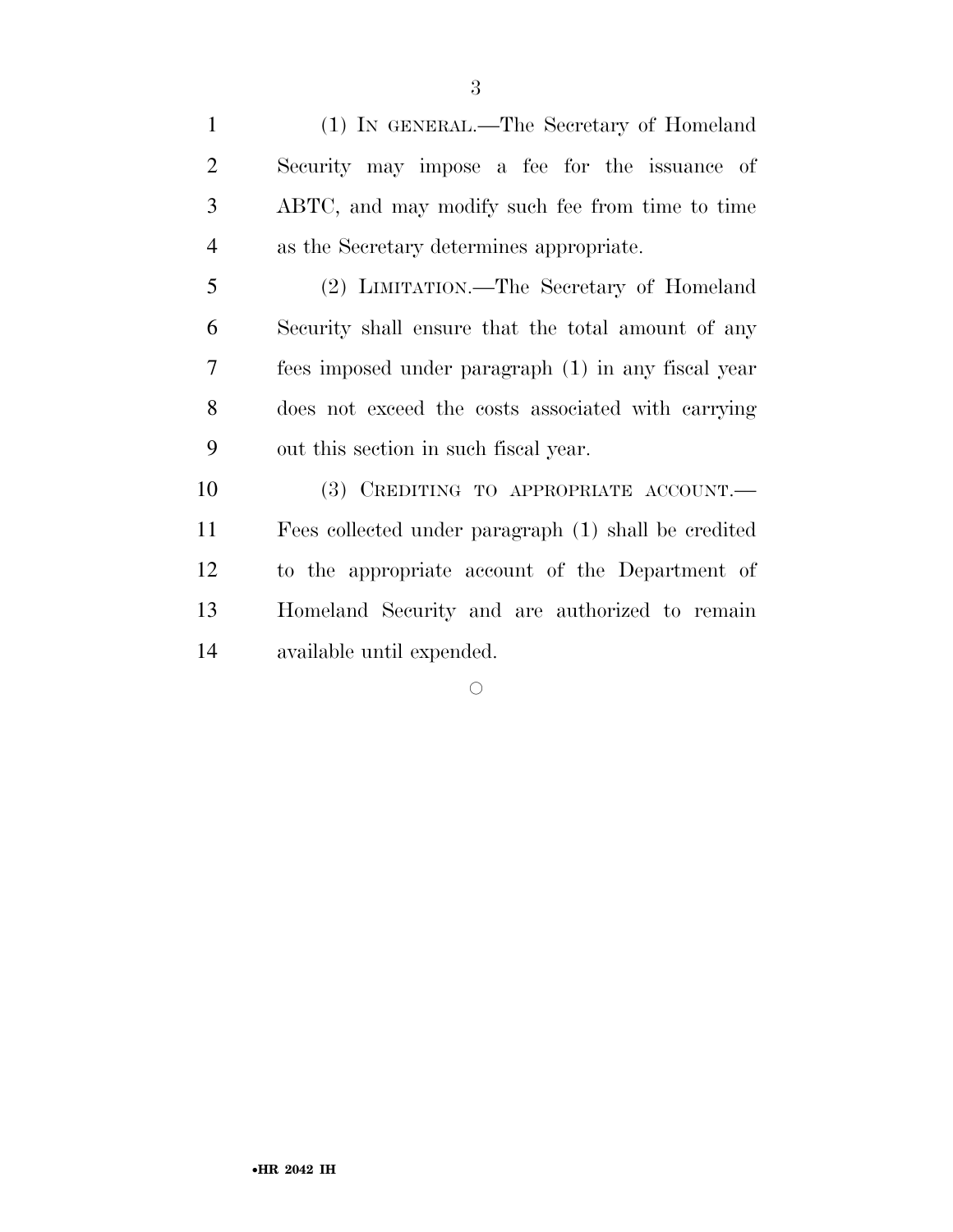(1) IN GENERAL.—The Secretary of Homeland Security may impose a fee for the issuance of ABTC, and may modify such fee from time to time as the Secretary determines appropriate.

(2) LIMITATION.—The Secretary of Homeland Security shall ensure that the total amount of any fees imposed under paragraph (1) in any fiscal year does not exceed the costs associated with carrying out this section in such fiscal year.

(3) CREDITING TO APPROPRIATE ACCOUNT.—Fees collected under paragraph (1) shall be credited to the appropriate account of the Department of Homeland Security and are authorized to remain available until expended.

○